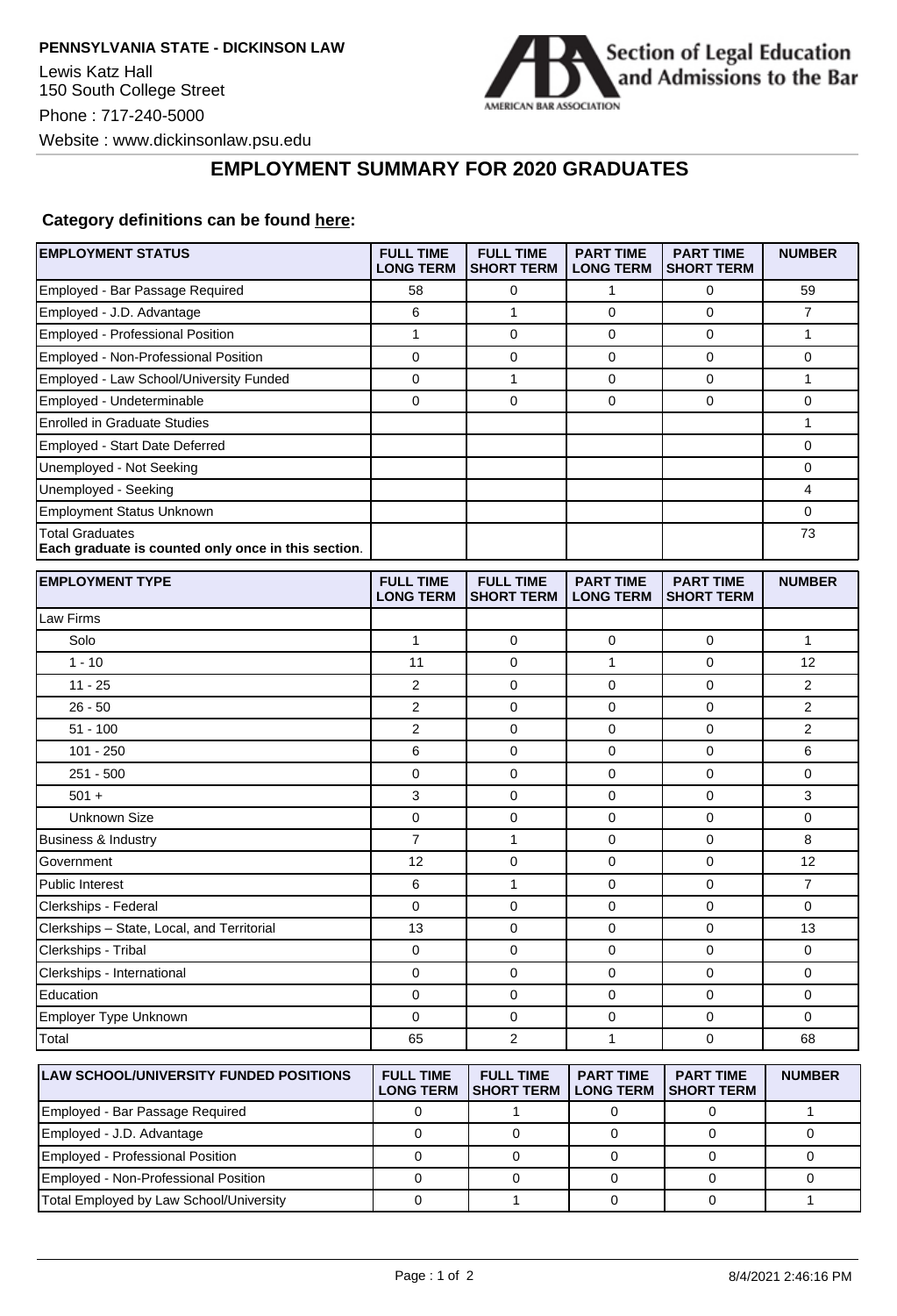**PENNSYLVANIA STATE - DICKINSON LAW**

Lewis Katz Hall
150 South College Street
Phone : 717-240-5000
Website : www.dickinsonlaw.psu.edu

Section of Legal Education and Admissions to the Bar
AMERICAN BAR ASSOCIATION

# EMPLOYMENT SUMMARY FOR 2020 GRADUATES

**Category definitions can be found here:**

| EMPLOYMENT STATUS | FULL TIME LONG TERM | FULL TIME SHORT TERM | PART TIME LONG TERM | PART TIME SHORT TERM | NUMBER |
|---|---|---|---|---|---|
| Employed - Bar Passage Required | 58 | 0 | 1 | 0 | 59 |
| Employed - J.D. Advantage | 6 | 1 | 0 | 0 | 7 |
| Employed - Professional Position | 1 | 0 | 0 | 0 | 1 |
| Employed - Non-Professional Position | 0 | 0 | 0 | 0 | 0 |
| Employed - Law School/University Funded | 0 | 1 | 0 | 0 | 1 |
| Employed - Undeterminable | 0 | 0 | 0 | 0 | 0 |
| Enrolled in Graduate Studies | | | | | 1 |
| Employed - Start Date Deferred | | | | | 0 |
| Unemployed - Not Seeking | | | | | 0 |
| Unemployed - Seeking | | | | | 4 |
| Employment Status Unknown | | | | | 0 |
| Total Graduates **Each graduate is counted only once in this section**. | | | | | 73 |

| EMPLOYMENT TYPE | FULL TIME LONG TERM | FULL TIME SHORT TERM | PART TIME LONG TERM | PART TIME SHORT TERM | NUMBER |
|---|---|---|---|---|---|
| Law Firms | | | | | |
| Solo | 1 | 0 | 0 | 0 | 1 |
| 1 - 10 | 11 | 0 | 1 | 0 | 12 |
| 11 - 25 | 2 | 0 | 0 | 0 | 2 |
| 26 - 50 | 2 | 0 | 0 | 0 | 2 |
| 51 - 100 | 2 | 0 | 0 | 0 | 2 |
| 101 - 250 | 6 | 0 | 0 | 0 | 6 |
| 251 - 500 | 0 | 0 | 0 | 0 | 0 |
| 501 + | 3 | 0 | 0 | 0 | 3 |
| Unknown Size | 0 | 0 | 0 | 0 | 0 |
| Business & Industry | 7 | 1 | 0 | 0 | 8 |
| Government | 12 | 0 | 0 | 0 | 12 |
| Public Interest | 6 | 1 | 0 | 0 | 7 |
| Clerkships - Federal | 0 | 0 | 0 | 0 | 0 |
| Clerkships – State, Local, and Territorial | 13 | 0 | 0 | 0 | 13 |
| Clerkships - Tribal | 0 | 0 | 0 | 0 | 0 |
| Clerkships - International | 0 | 0 | 0 | 0 | 0 |
| Education | 0 | 0 | 0 | 0 | 0 |
| Employer Type Unknown | 0 | 0 | 0 | 0 | 0 |
| Total | 65 | 2 | 1 | 0 | 68 |

| LAW SCHOOL/UNIVERSITY FUNDED POSITIONS | FULL TIME LONG TERM | FULL TIME SHORT TERM | PART TIME LONG TERM | PART TIME SHORT TERM | NUMBER |
|---|---|---|---|---|---|
| Employed - Bar Passage Required | 0 | 1 | 0 | 0 | 1 |
| Employed - J.D. Advantage | 0 | 0 | 0 | 0 | 0 |
| Employed - Professional Position | 0 | 0 | 0 | 0 | 0 |
| Employed - Non-Professional Position | 0 | 0 | 0 | 0 | 0 |
| Total Employed by Law School/University | 0 | 1 | 0 | 0 | 1 |

8/4/2021 2:46:16 PM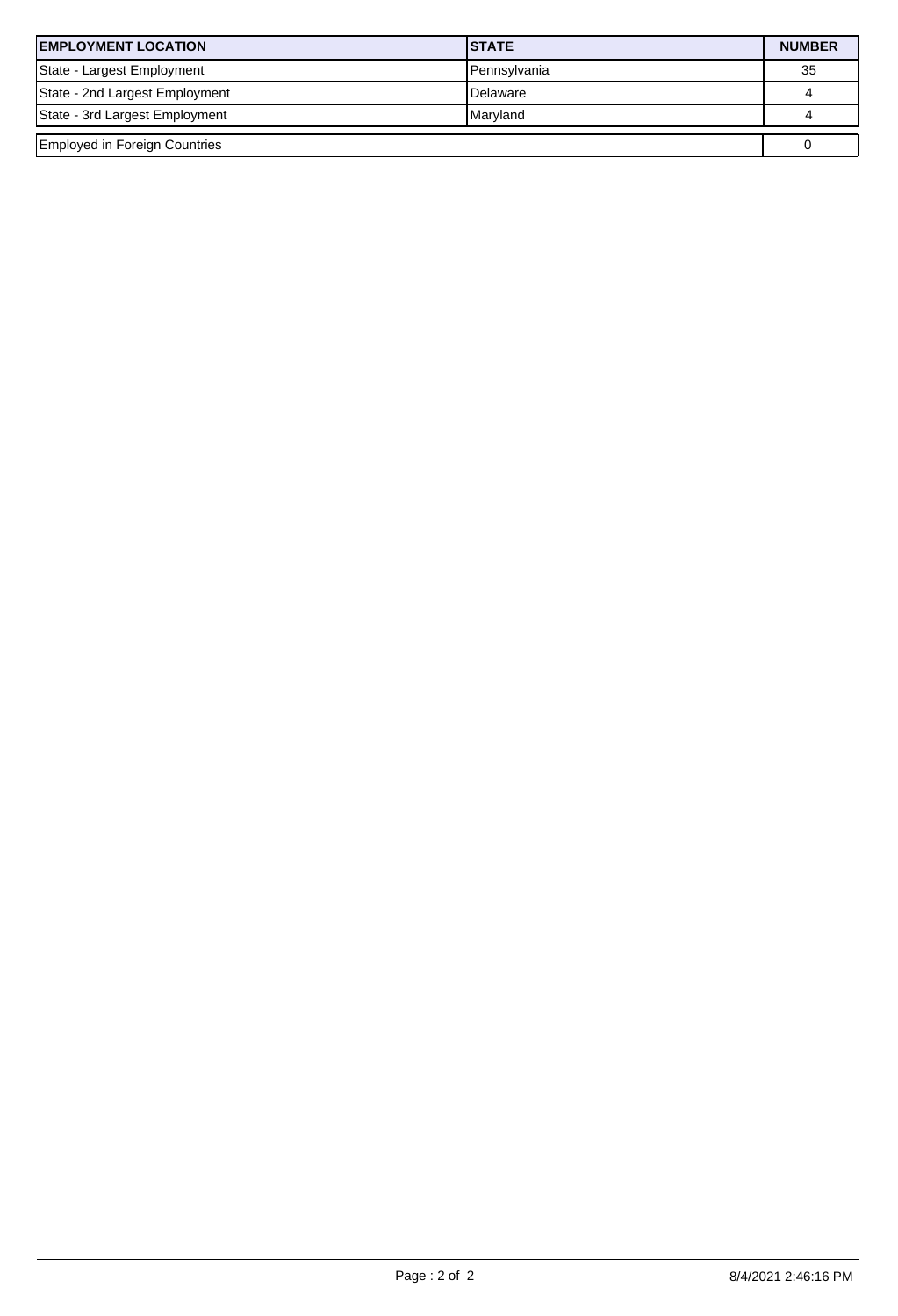| EMPLOYMENT LOCATION | STATE | NUMBER |
|---|---|---|
| State - Largest Employment | Pennsylvania | 35 |
| State - 2nd Largest Employment | Delaware | 4 |
| State - 3rd Largest Employment | Maryland | 4 |
| Employed in Foreign Countries | | 0 |